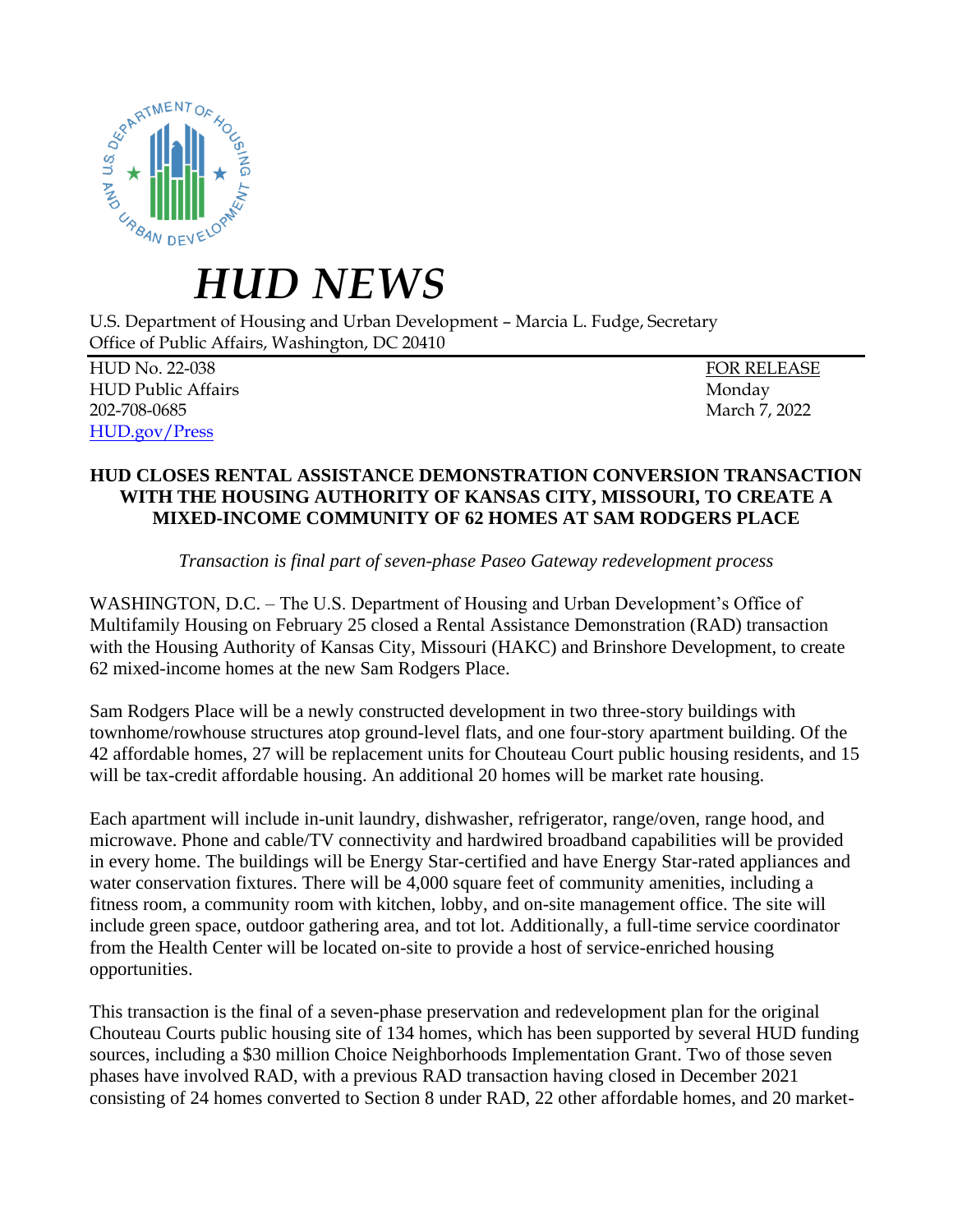# HUD NEWS

U.S. Department of Housing and Urban Development – Marcia L. Fudge, Secretary
Office of Public Affairs, Washington, DC 20410

| | |
|---|---|
| HUD No. 22-038 | FOR RELEASE |
| HUD Public Affairs | Monday |
| 202-708-0685 | March 7, 2022 |
| HUD.gov/Press | |

**HUD CLOSES RENTAL ASSISTANCE DEMONSTRATION CONVERSION TRANSACTION WITH THE HOUSING AUTHORITY OF KANSAS CITY, MISSOURI, TO CREATE A MIXED-INCOME COMMUNITY OF 62 HOMES AT SAM RODGERS PLACE**

*Transaction is final part of seven-phase Paseo Gateway redevelopment process*

WASHINGTON, D.C. – The U.S. Department of Housing and Urban Development's Office of Multifamily Housing on February 25 closed a Rental Assistance Demonstration (RAD) transaction with the Housing Authority of Kansas City, Missouri (HAKC) and Brinshore Development, to create 62 mixed-income homes at the new Sam Rodgers Place.

Sam Rodgers Place will be a newly constructed development in two three-story buildings with townhome/rowhouse structures atop ground-level flats, and one four-story apartment building. Of the 42 affordable homes, 27 will be replacement units for Chouteau Court public housing residents, and 15 will be tax-credit affordable housing. An additional 20 homes will be market rate housing.

Each apartment will include in-unit laundry, dishwasher, refrigerator, range/oven, range hood, and microwave. Phone and cable/TV connectivity and hardwired broadband capabilities will be provided in every home. The buildings will be Energy Star-certified and have Energy Star-rated appliances and water conservation fixtures. There will be 4,000 square feet of community amenities, including a fitness room, a community room with kitchen, lobby, and on-site management office. The site will include green space, outdoor gathering area, and tot lot. Additionally, a full-time service coordinator from the Health Center will be located on-site to provide a host of service-enriched housing opportunities.

This transaction is the final of a seven-phase preservation and redevelopment plan for the original Chouteau Courts public housing site of 134 homes, which has been supported by several HUD funding sources, including a $30 million Choice Neighborhoods Implementation Grant. Two of those seven phases have involved RAD, with a previous RAD transaction having closed in December 2021 consisting of 24 homes converted to Section 8 under RAD, 22 other affordable homes, and 20 market-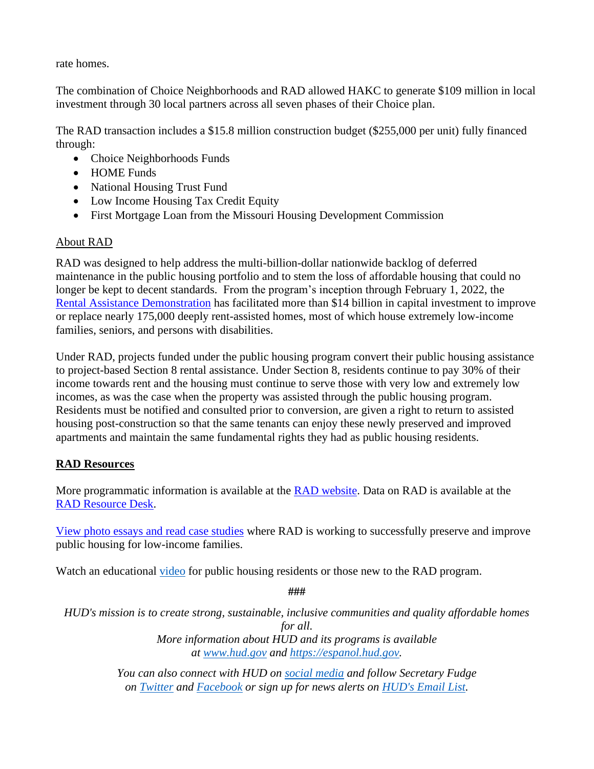rate homes.

The combination of Choice Neighborhoods and RAD allowed HAKC to generate $109 million in local investment through 30 local partners across all seven phases of their Choice plan.

The RAD transaction includes a $15.8 million construction budget ($255,000 per unit) fully financed through:

- Choice Neighborhoods Funds
- HOME Funds
- National Housing Trust Fund
- Low Income Housing Tax Credit Equity
- First Mortgage Loan from the Missouri Housing Development Commission

About RAD

RAD was designed to help address the multi-billion-dollar nationwide backlog of deferred maintenance in the public housing portfolio and to stem the loss of affordable housing that could no longer be kept to decent standards. From the program's inception through February 1, 2022, the Rental Assistance Demonstration has facilitated more than $14 billion in capital investment to improve or replace nearly 175,000 deeply rent-assisted homes, most of which house extremely low-income families, seniors, and persons with disabilities.

Under RAD, projects funded under the public housing program convert their public housing assistance to project-based Section 8 rental assistance. Under Section 8, residents continue to pay 30% of their income towards rent and the housing must continue to serve those with very low and extremely low incomes, as was the case when the property was assisted through the public housing program. Residents must be notified and consulted prior to conversion, are given a right to return to assisted housing post-construction so that the same tenants can enjoy these newly preserved and improved apartments and maintain the same fundamental rights they had as public housing residents.

**RAD Resources**

More programmatic information is available at the RAD website. Data on RAD is available at the RAD Resource Desk.

View photo essays and read case studies where RAD is working to successfully preserve and improve public housing for low-income families.

Watch an educational video for public housing residents or those new to the RAD program.

###

*HUD's mission is to create strong, sustainable, inclusive communities and quality affordable homes for all.*
*More information about HUD and its programs is available at www.hud.gov and https://espanol.hud.gov.*

*You can also connect with HUD on social media and follow Secretary Fudge on Twitter and Facebook or sign up for news alerts on HUD's Email List.*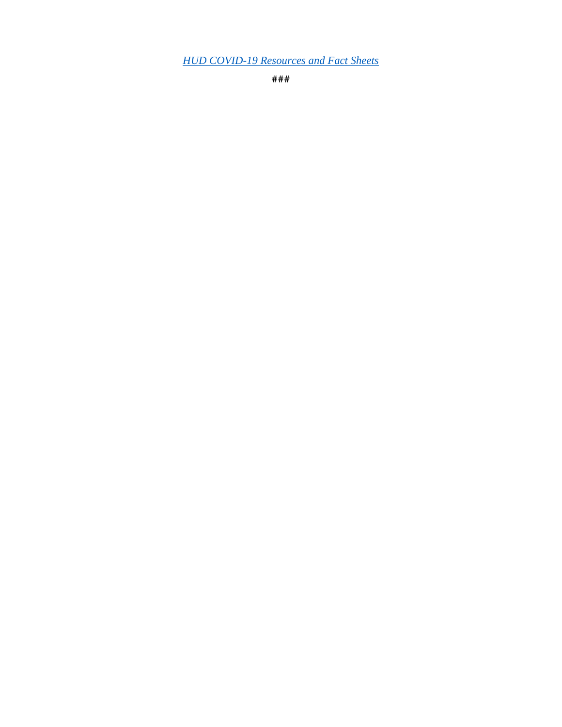*HUD COVID-19 Resources and Fact Sheets*

**###**